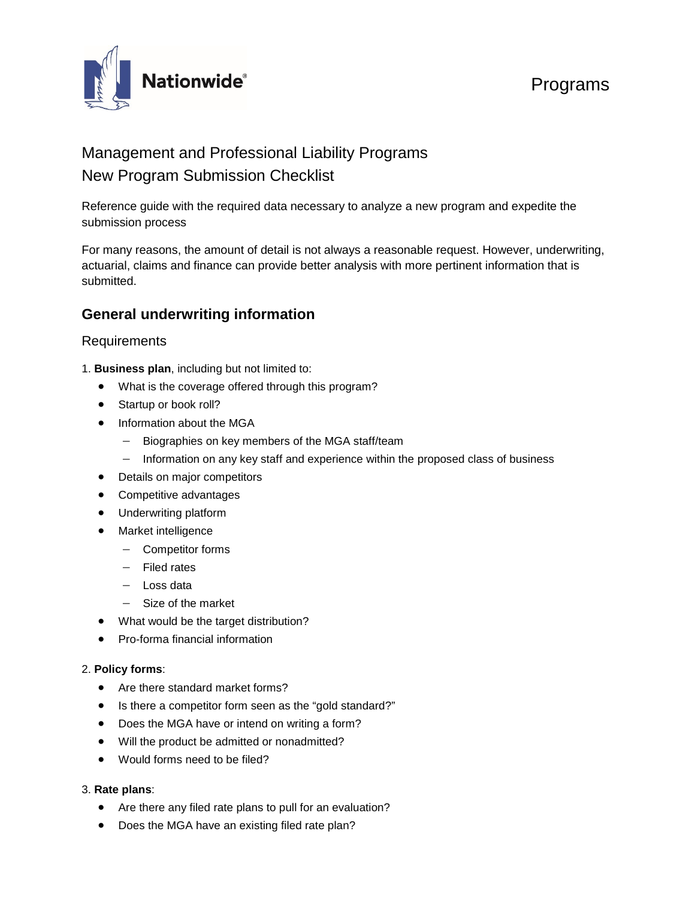Programs

# Management and Professional Liability Programs
# New Program Submission Checklist

Reference guide with the required data necessary to analyze a new program and expedite the submission process

For many reasons, the amount of detail is not always a reasonable request. However, underwriting, actuarial, claims and finance can provide better analysis with more pertinent information that is submitted.

## General underwriting information

### Requirements

1. **Business plan**, including but not limited to:
   - What is the coverage offered through this program?
   - Startup or book roll?
   - Information about the MGA
     - Biographies on key members of the MGA staff/team
     - Information on any key staff and experience within the proposed class of business
   - Details on major competitors
   - Competitive advantages
   - Underwriting platform
   - Market intelligence
     - Competitor forms
     - Filed rates
     - Loss data
     - Size of the market
   - What would be the target distribution?
   - Pro-forma financial information

2. **Policy forms**:
   - Are there standard market forms?
   - Is there a competitor form seen as the "gold standard?"
   - Does the MGA have or intend on writing a form?
   - Will the product be admitted or nonadmitted?
   - Would forms need to be filed?

3. **Rate plans**:
   - Are there any filed rate plans to pull for an evaluation?
   - Does the MGA have an existing filed rate plan?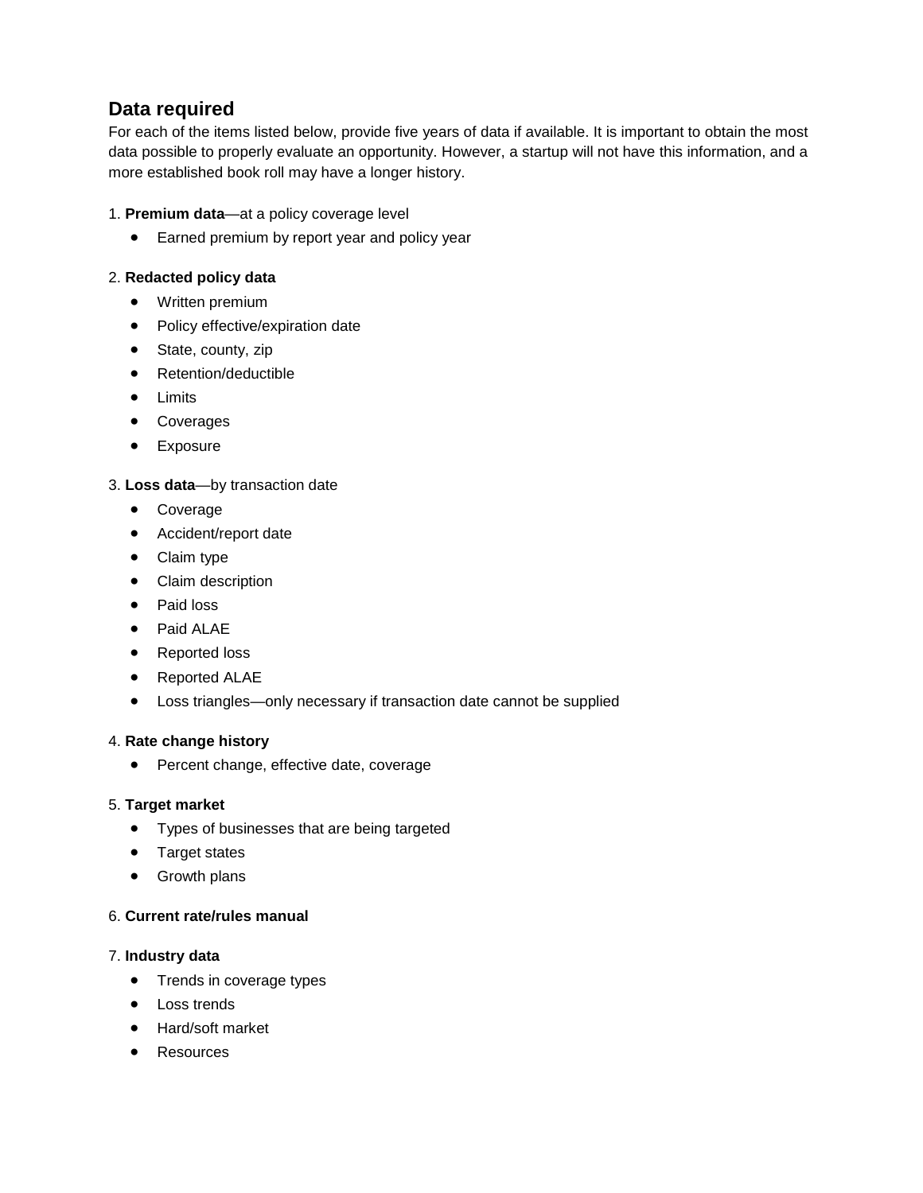## Data required

For each of the items listed below, provide five years of data if available. It is important to obtain the most data possible to properly evaluate an opportunity. However, a startup will not have this information, and a more established book roll may have a longer history.

1. **Premium data**—at a policy coverage level
    - Earned premium by report year and policy year

2. **Redacted policy data**
    - Written premium
    - Policy effective/expiration date
    - State, county, zip
    - Retention/deductible
    - Limits
    - Coverages
    - Exposure

3. **Loss data**—by transaction date
    - Coverage
    - Accident/report date
    - Claim type
    - Claim description
    - Paid loss
    - Paid ALAE
    - Reported loss
    - Reported ALAE
    - Loss triangles—only necessary if transaction date cannot be supplied

4. **Rate change history**
    - Percent change, effective date, coverage

5. **Target market**
    - Types of businesses that are being targeted
    - Target states
    - Growth plans

6. **Current rate/rules manual**

7. **Industry data**
    - Trends in coverage types
    - Loss trends
    - Hard/soft market
    - Resources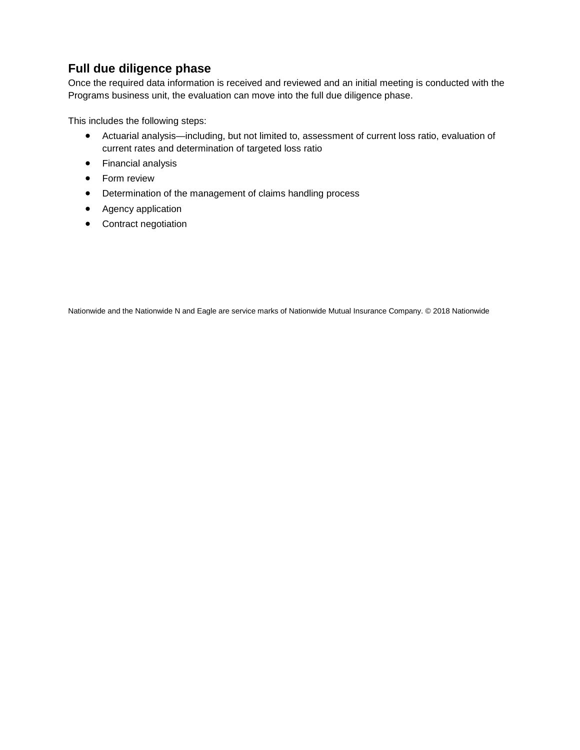## Full due diligence phase

Once the required data information is received and reviewed and an initial meeting is conducted with the Programs business unit, the evaluation can move into the full due diligence phase.

This includes the following steps:

- Actuarial analysis—including, but not limited to, assessment of current loss ratio, evaluation of current rates and determination of targeted loss ratio
- Financial analysis
- Form review
- Determination of the management of claims handling process
- Agency application
- Contract negotiation

Nationwide and the Nationwide N and Eagle are service marks of Nationwide Mutual Insurance Company. © 2018 Nationwide